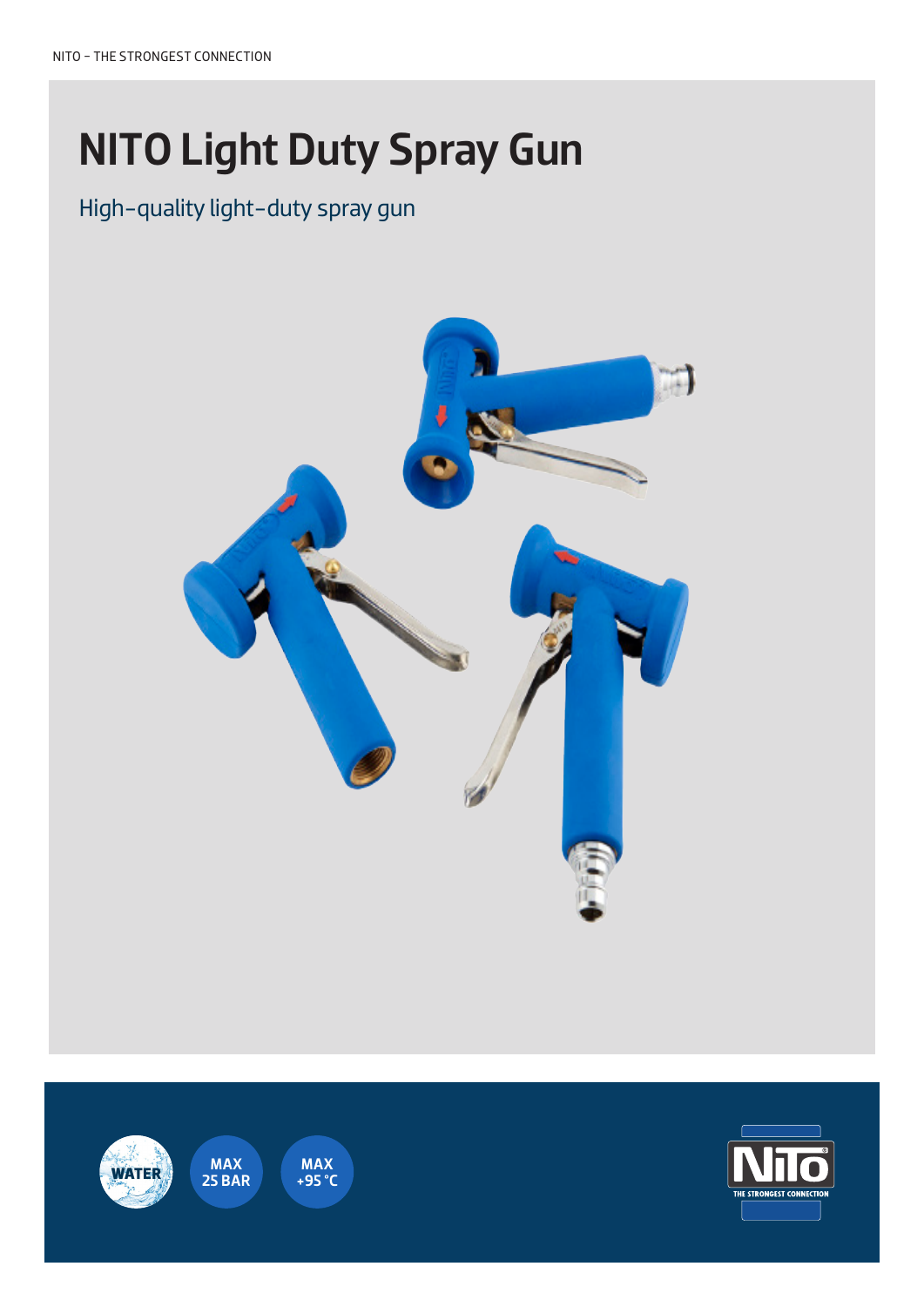# NITO Light Duty Spray Gun

High-quality light-duty spray gun

WATER

MAX 25 BAR

MAX +95 °C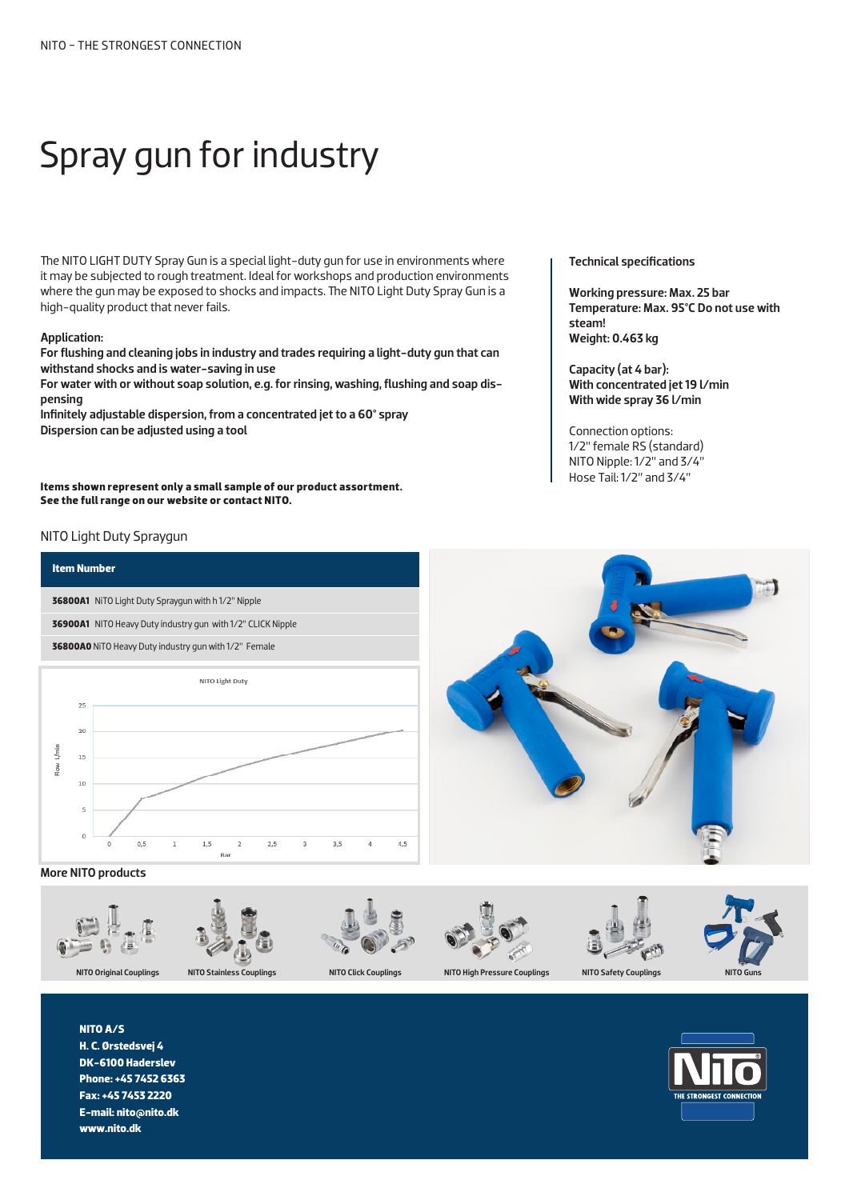# Spray gun for industry

The NITO LIGHT DUTY Spray Gun is a special light-duty gun for use in environments where it may be subjected to rough treatment. Ideal for workshops and production environments where the gun may be exposed to shocks and impacts. The NITO Light Duty Spray Gun is a high-quality product that never fails.

**Application:**
**For flushing and cleaning jobs in industry and trades requiring a light-duty gun that can withstand shocks and is water-saving in use**
**For water with or without soap solution, e.g. for rinsing, washing, flushing and soap dispensing**
**Infinitely adjustable dispersion, from a concentrated jet to a 60° spray**
**Dispersion can be adjusted using a tool**

**Items shown represent only a small sample of our product assortment.**
**See the full range on our website or contact NITO.**

**Technical specifications**

**Working pressure: Max. 25 bar**
**Temperature: Max. 95°C Do not use with steam!**
**Weight: 0.463 kg**

**Capacity (at 4 bar):**
**With concentrated jet 19 l/min**
**With wide spray 36 l/min**

Connection options:
1/2" female RS (standard)
NITO Nipple: 1/2" and 3/4"
Hose Tail: 1/2" and 3/4"

## NITO Light Duty Spraygun

| Item Number |
|---|
| **36800A1** NiTO Light Duty Spraygun with h 1/2" Nipple |
| **36900A1** NiTO Heavy Duty industry gun with 1/2" CLICK Nipple |
| **36800A0** NiTO Heavy Duty industry gun with 1/2" Female |

NITO Light Duty

Flow l/min

25
20
15
10
5
0

0 0,5 1 1,5 2 2,5 3 3,5 4 4,5

Bar

**More NITO products**

NITO Original Couplings
NITO Stainless Couplings
NITO Click Couplings
NITO High Pressure Couplings
NITO Safety Couplings
NITO Guns

**NITO A/S**
**H. C. Ørstedsvej 4**
**DK-6100 Haderslev**
**Phone: +45 7452 6363**
**Fax: +45 7453 2220**
**E-mail: nito@nito.dk**
**www.nito.dk**

NITO
THE STRONGEST CONNECTION